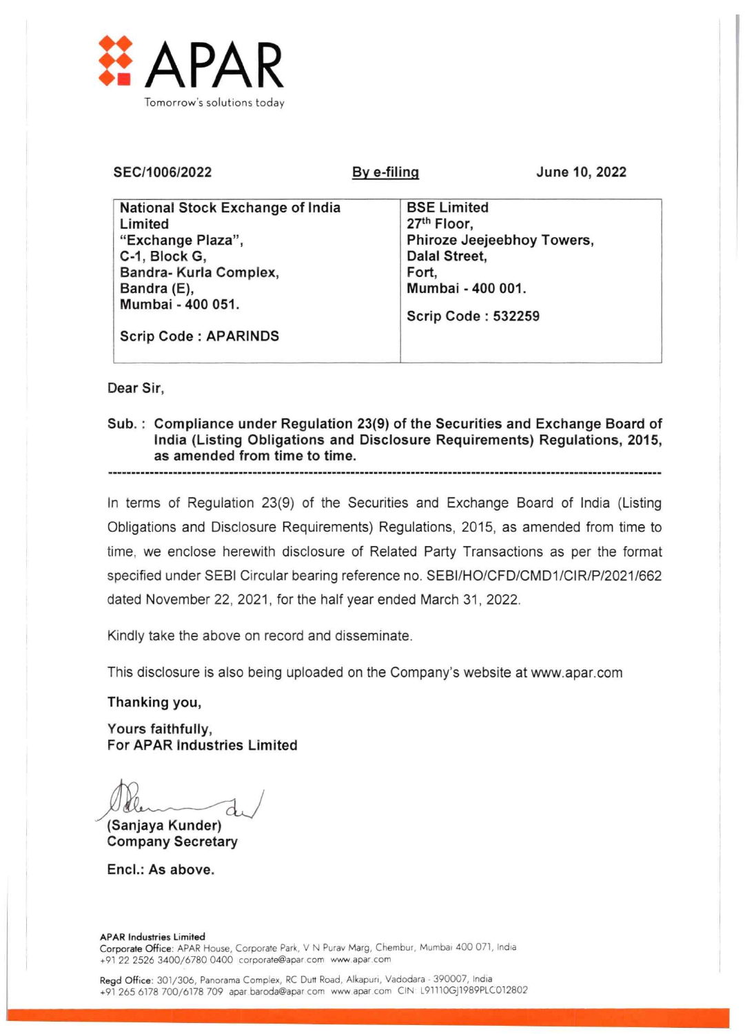APAR

Tomorrow's solutions today

**SEC/1006/2022** **By e-filing** **June 10, 2022**

| National Stock Exchange of India Limited<br>"Exchange Plaza",<br>C-1, Block G,<br>Bandra- Kurla Complex,<br>Bandra (E),<br>Mumbai - 400 051.<br><br>Scrip Code : APARINDS | BSE Limited<br>27th Floor,<br>Phiroze Jeejeebhoy Towers,<br>Dalal Street,<br>Fort,<br>Mumbai - 400 001.<br><br>Scrip Code : 532259 |
|---|---|

Dear Sir,

**Sub. : Compliance under Regulation 23(9) of the Securities and Exchange Board of India (Listing Obligations and Disclosure Requirements) Regulations, 2015, as amended from time to time.**

---

In terms of Regulation 23(9) of the Securities and Exchange Board of India (Listing Obligations and Disclosure Requirements) Regulations, 2015, as amended from time to time, we enclose herewith disclosure of Related Party Transactions as per the format specified under SEBI Circular bearing reference no. SEBI/HO/CFD/CMD1/CIR/P/2021/662 dated November 22, 2021, for the half year ended March 31, 2022.

Kindly take the above on record and disseminate.

This disclosure is also being uploaded on the Company's website at www.apar.com

**Thanking you,**

**Yours faithfully,**
**For APAR Industries Limited**

**(Sanjaya Kunder)**
**Company Secretary**

**Encl.: As above.**

**APAR Industries Limited**
**Corporate Office**: APAR House, Corporate Park, V N Purav Marg, Chembur, Mumbai 400 071, India
+91 22 2526 3400/6780 0400 corporate@apar.com www.apar.com

**Regd Office**: 301/306, Panorama Complex, RC Dutt Road, Alkapuri, Vadodara - 390007, India
+91 265 6178 700/6178 709 apar.baroda@apar.com www.apar.com CIN: L91110GJ1989PLC012802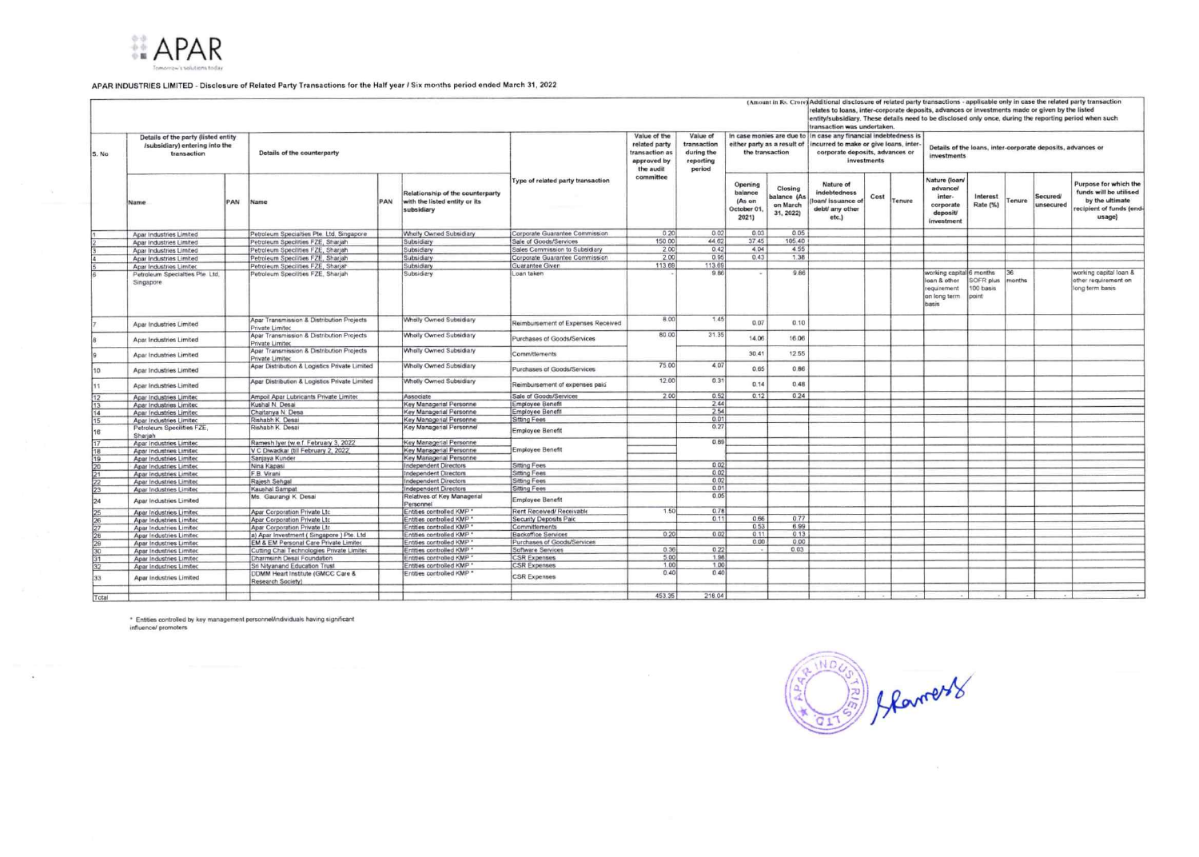APAR INDUSTRIES LIMITED - Disclosure of Related Party Transactions for the Half year / Six months period ended March 31, 2022

(Amount in Rs. Crore)

| S. No | Details of the party (listed entity /subsidiary) entering into the transaction | | Details of the counterparty | | | Type of related party transaction | Value of the related party transaction as approved by the audit committee | Value of transaction during the reporting period | In case monies are due to either party as a result of the transaction | | Additional disclosure of related party transactions - applicable only in case the related party transaction relates to loans, inter-corporate deposits, advances or investments made or given by the listed entity/subsidiary. These details need to be disclosed only once, during the reporting period when such transaction was undertaken. In case any financial indebtedness is incurred to make or give loans, inter-corporate deposits, advances or investments | | | Details of the loans, inter-corporate deposits, advances or investments | | | | |
|---|---|---|---|---|---|---|---|---|---|---|---|---|---|---|---|---|---|---|
| | Name | PAN | Name | PAN | Relationship of the counterparty with the listed entity or its subsidiary | | | | Opening balance (As on October 01, 2021) | Closing balance (As on March 31, 2022) | Nature of indebtedness (loan/ issuance of debt/ any other etc.) | Cost | Tenure | Nature (loan/ advance/ inter-corporate deposit/ investment | Interest Rate (%) | Tenure | Secured/ unsecured | Purpose for which the funds will be utilised by the ultimate recipient of funds (end-usage) |
| 1 | Apar Industries Limited | | Petroleum Specialties Pte. Ltd. Singapore | | Wholly Owned Subsidiary | Corporate Guarantee Commission | 0.20 | 0.02 | 0.03 | 0.05 | | | | | | | | |
| 2 | Apar Industries Limited | | Petroleum Specilities FZE, Sharjah | | Subsidiary | Sale of Goods/Services | 150.00 | 44.62 | 37.45 | 105.40 | | | | | | | | |
| 3 | Apar Industries Limited | | Petroleum Specilities FZE, Sharjah | | Subsidiary | Sales Commission to Subsidiary | 2.00 | 0.42 | 4.04 | 4.55 | | | | | | | | |
| 4 | Apar Industries Limited | | Petroleum Specilities FZE, Sharjah | | Subsidiary | Corporate Guarantee Commission | 2.00 | 0.95 | 0.43 | 1.38 | | | | | | | | |
| 5 | Apar Industries Limited | | Petroleum Specilities FZE, Sharjah | | Subsidiary | Guarantee Given | 113.69 | 113.69 | | | | | | | | | | |
| 6 | Petroleum Specialties Pte. Ltd. Singapore | | Petroleum Specilities FZE, Sharjah | | Subsidiary | Loan taken | - | 9.86 | - | 9.86 | | | | working capital loan & other requirement on long term basis | 6 months SOFR plus 100 basis point | 36 months | | working capital loan & other requirement on long term basis |
| 7 | Apar Industries Limited | | Apar Transmission & Distribution Projects Private Limited | | Wholly Owned Subsidiary | Reimbursement of Expenses Received | 8.00 | 1.45 | 0.07 | 0.10 | | | | | | | | |
| 8 | Apar Industries Limited | | Apar Transmission & Distribution Projects Private Limited | | Wholly Owned Subsidiary | Purchases of Goods/Services | 80.00 | 31.35 | 14.06 | 16.06 | | | | | | | | |
| 9 | Apar Industries Limited | | Apar Transmission & Distribution Projects Private Limited | | Wholly Owned Subsidiary | Commitments | | | 30.41 | 12.55 | | | | | | | | |
| 10 | Apar Industries Limited | | Apar Distribution & Logistics Private Limited | | Wholly Owned Subsidiary | Purchases of Goods/Services | 75.00 | 4.07 | 0.65 | 0.86 | | | | | | | | |
| 11 | Apar Industries Limited | | Apar Distribution & Logistics Private Limited | | Wholly Owned Subsidiary | Reimbursement of expenses paid | 12.00 | 0.31 | 0.14 | 0.48 | | | | | | | | |
| 12 | Apar Industries Limited | | Ampoil Apar Lubricants Private Limited | | Associate | Sale of Goods/Services | 2.00 | 0.52 | 0.12 | 0.24 | | | | | | | | |
| 13 | Apar Industries Limited | | Kushal N. Desai | | Key Managerial Personnel | Employee Benefit | | 2.44 | | | | | | | | | | |
| 14 | Apar Industries Limited | | Chaitanya N. Desai | | Key Managerial Personnel | Employee Benefit | | 2.54 | | | | | | | | | | |
| 15 | Apar Industries Limited | | Rishabh K. Desai | | Key Managerial Personnel | Sitting Fees | | 0.01 | | | | | | | | | | |
| 16 | Petroleum Specilities FZE, Sharjah | | Rishabh K. Desai | | Key Managerial Personnel | Employee Benefit | | 0.27 | | | | | | | | | | |
| 17 | Apar Industries Limited | | Ramesh Iyer (w.e.f. February 3, 2022) | | Key Managerial Personnel | Employee Benefit | | 0.89 | | | | | | | | | | |
| 18 | Apar Industries Limited | | V.C Diwadkar (till February 2, 2022) | | Key Managerial Personnel | | | | | | | | | | | | | |
| 19 | Apar Industries Limited | | Sanjaya Kunder | | Key Managerial Personnel | | | | | | | | | | | | | |
| 20 | Apar Industries Limited | | Nina Kapasi | | Independent Directors | Sitting Fees | | 0.02 | | | | | | | | | | |
| 21 | Apar Industries Limited | | F.B. Virani | | Independent Directors | Sitting Fees | | 0.02 | | | | | | | | | | |
| 22 | Apar Industries Limited | | Rajesh Sehgal | | Independent Directors | Sitting Fees | | 0.02 | | | | | | | | | | |
| 23 | Apar Industries Limited | | Kaushal Sampat | | Independent Directors | Sitting Fees | | 0.01 | | | | | | | | | | |
| 24 | Apar Industries Limited | | Ms. Gaurangi K. Desai | | Relatives of Key Managerial Personnel | Employee Benefit | | 0.05 | | | | | | | | | | |
| 25 | Apar Industries Limited | | Apar Corporation Private Ltd | | Entities controlled KMP * | Rent Received/ Receivable | 1.50 | 0.78 | | | | | | | | | | |
| 26 | Apar Industries Limited | | Apar Corporation Private Ltd | | Entities controlled KMP * | Security Deposits Paid | | 0.11 | 0.66 | 0.77 | | | | | | | | |
| 27 | Apar Industries Limited | | Apar Corporation Private Ltd | | Entities controlled KMP * | Commitments | | | 0.53 | 6.99 | | | | | | | | |
| 28 | Apar Industries Limited | | a) Apar Investment ( Singapore ) Pte. Ltd | | Entities controlled KMP * | Backoffice Services | 0.20 | 0.02 | 0.11 | 0.13 | | | | | | | | |
| 29 | Apar Industries Limited | | EM & EM Personal Care Private Limited | | Entities controlled KMP * | Purchases of Goods/Services | | | 0.00 | 0.00 | | | | | | | | |
| 30 | Apar Industries Limited | | Cutting Chai Technologies Private Limited | | Entities controlled KMP * | Software Services | 0.36 | 0.22 | - | 0.03 | | | | | | | | |
| 31 | Apar Industries Limited | | Dharmsinh Desai Foundation | | Entities controlled KMP * | CSR Expenses | 5.00 | 1.98 | | | | | | | | | | |
| 32 | Apar Industries Limited | | Sri Nityanand Education Trust | | Entities controlled KMP * | CSR Expenses | 1.00 | 1.00 | | | | | | | | | | |
| 33 | Apar Industries Limited | | DDMM Heart Institute (GMCC Care & Research Society) | | Entities controlled KMP * | CSR Expenses | 0.40 | 0.40 | | | | | | | | | | |
| Total | | | | | | | 453.35 | 218.04 | | | - | - | - | - | - | - | - | - |

\* Entities controlled by key management personnel/individuals having significant influence/ promoters